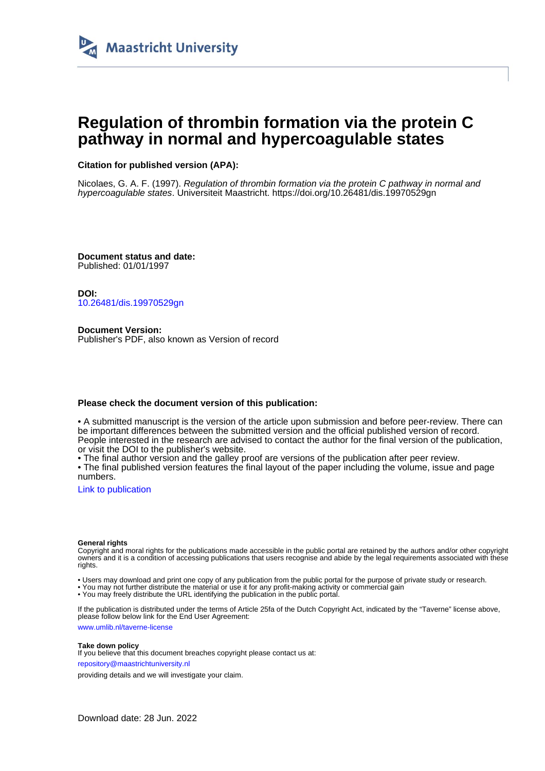Maastricht University

# Regulation of thrombin formation via the protein C pathway in normal and hypercoagulable states

**Citation for published version (APA):**

Nicolaes, G. A. F. (1997). *Regulation of thrombin formation via the protein C pathway in normal and hypercoagulable states*. Universiteit Maastricht. https://doi.org/10.26481/dis.19970529gn

**Document status and date:**
Published: 01/01/1997

**DOI:**
10.26481/dis.19970529gn

**Document Version:**
Publisher's PDF, also known as Version of record

**Please check the document version of this publication:**

• A submitted manuscript is the version of the article upon submission and before peer-review. There can be important differences between the submitted version and the official published version of record. People interested in the research are advised to contact the author for the final version of the publication, or visit the DOI to the publisher's website.
• The final author version and the galley proof are versions of the publication after peer review.
• The final published version features the final layout of the paper including the volume, issue and page numbers.

Link to publication

**General rights**
Copyright and moral rights for the publications made accessible in the public portal are retained by the authors and/or other copyright owners and it is a condition of accessing publications that users recognise and abide by the legal requirements associated with these rights.

• Users may download and print one copy of any publication from the public portal for the purpose of private study or research.
• You may not further distribute the material or use it for any profit-making activity or commercial gain
• You may freely distribute the URL identifying the publication in the public portal.

If the publication is distributed under the terms of Article 25fa of the Dutch Copyright Act, indicated by the "Taverne" license above, please follow below link for the End User Agreement:

www.umlib.nl/taverne-license

**Take down policy**
If you believe that this document breaches copyright please contact us at:

repository@maastrichtuniversity.nl

providing details and we will investigate your claim.

Download date: 28 Jun. 2022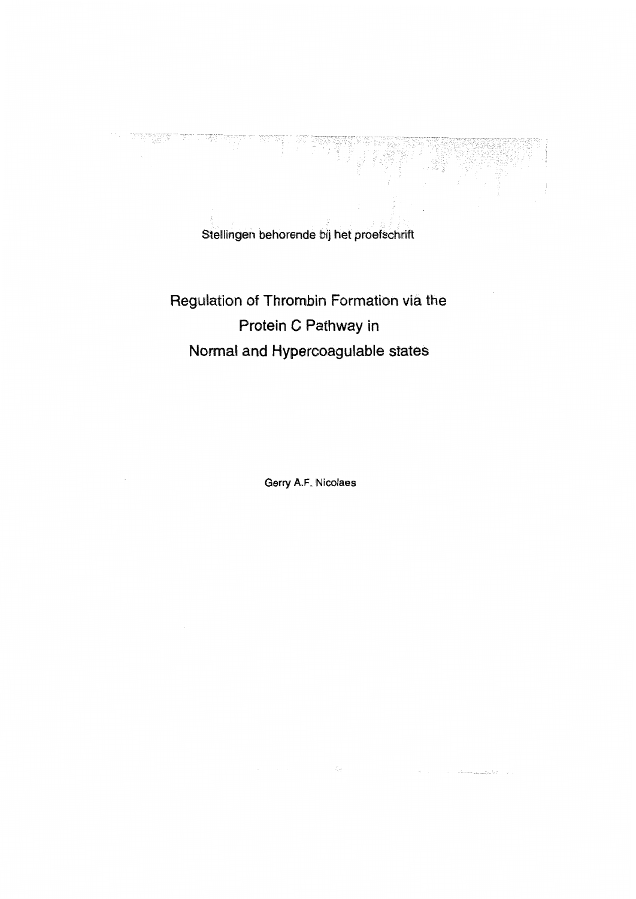Stellingen behorende bij het proefschrift

# Regulation of Thrombin Formation via the Protein C Pathway in Normal and Hypercoagulable states

Gerry A.F. Nicolaes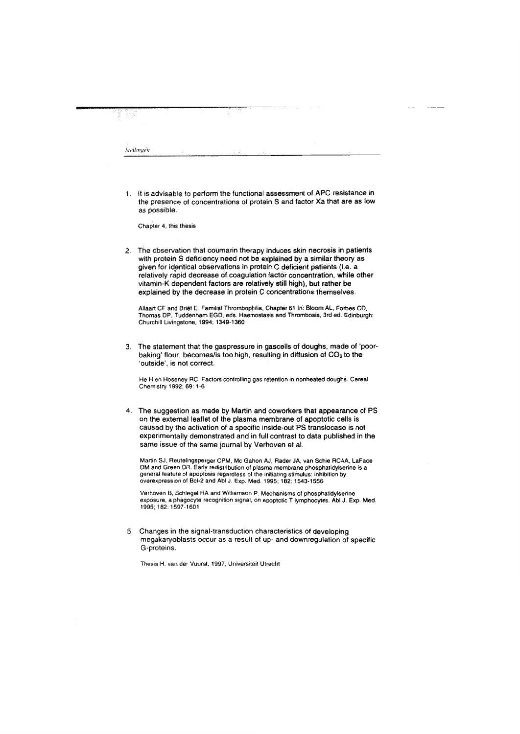*Stellingen*

1. It is advisable to perform the functional assessment of APC resistance in the presence of concentrations of protein S and factor Xa that are as low as possible.

   Chapter 4, this thesis

2. The observation that coumarin therapy induces skin necrosis in patients with protein S deficiency need not be explained by a similar theory as given for identical observations in protein C deficient patients (i.e. a relatively rapid decrease of coagulation factor concentration, while other vitamin-K dependent factors are relatively still high), but rather be explained by the decrease in protein C concentrations themselves.

   Allaart CF and Briët E. Familial Thrombophilia, Chapter 61 In: Bloom AL, Forbes CD, Thomas DP, Tuddenham EGD, eds. Haemostasis and Thrombosis, 3rd ed. Edinburgh: Churchill Livingstone, 1994; 1349-1360

3. The statement that the gaspressure in gascells of doughs, made of 'poor-baking' flour, becomes/is too high, resulting in diffusion of $CO_2$ to the 'outside', is not correct.

   He H en Hoseney RC. Factors controlling gas retention in nonheated doughs. Cereal Chemistry 1992; 69: 1-6

4. The suggestion as made by Martin and coworkers that appearance of PS on the external leaflet of the plasma membrane of apoptotic cells is caused by the activation of a specific inside-out PS translocase is not experimentally demonstrated and in full contrast to data published in the same issue of the same journal by Verhoven et al.

   Martin SJ, Reutelingsperger CPM, Mc Gahon AJ, Rader JA, van Schie RCAA, LaFace DM and Green DR. Early redistribution of plasma membrane phosphatidylserine is a general feature of apoptosis regardless of the initiating stimulus: inhibition by overexpression of Bcl-2 and Abl J. Exp. Med. 1995; 182: 1543-1556

   Verhoven B, Schlegel RA and Williamson P. Mechanisms of phosphatidylserine exposure, a phagocyte recognition signal, on apoptotic T lymphocytes. Abl J. Exp. Med. 1995; 182: 1597-1601

5. Changes in the signal-transduction characteristics of developing megakaryoblasts occur as a result of up- and downregulation of specific G-proteins.

   Thesis H. van der Vuurst, 1997, Universiteit Utrecht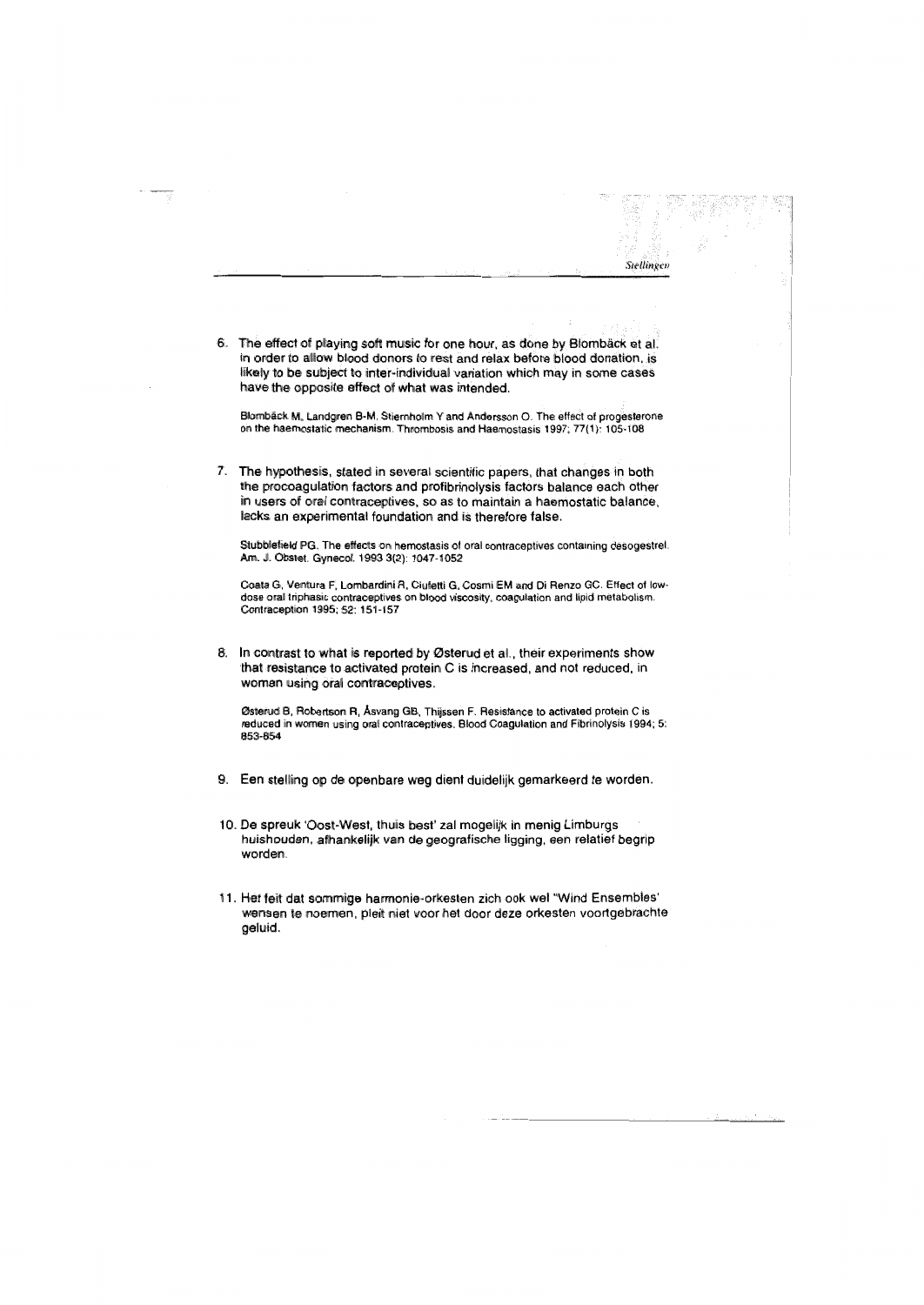6. The effect of playing soft music for one hour, as done by Blombäck et al. in order to allow blood donors to rest and relax before blood donation, is likely to be subject to inter-individual variation which may in some cases have the opposite effect of what was intended.

   Blombäck M, Landgren B-M, Stiernholm Y and Andersson O. The effect of progesterone on the haemostatic mechanism. Thrombosis and Haemostasis 1997; 77(1): 105-108

7. The hypothesis, stated in several scientific papers, that changes in both the procoagulation factors and profibrinolysis factors balance each other in users of oral contraceptives, so as to maintain a haemostatic balance, lacks an experimental foundation and is therefore false.

   Stubblefield PG. The effects on hemostasis of oral contraceptives containing desogestrel. Am. J. Obstet. Gynecol. 1993 3(2): 1047-1052

   Coata G, Ventura F, Lombardini R, Ciuffetti G, Cosmi EM and Di Renzo GC. Effect of low-dose oral triphasic contraceptives on blood viscosity, coagulation and lipid metabolism. Contraception 1995; 52: 151-157

8. In contrast to what is reported by Østerud et al., their experiments show that resistance to activated protein C is increased, and not reduced, in woman using oral contraceptives.

   Østerud B, Robertson R, Åsvang GB, Thijssen F. Resistance to activated protein C is reduced in women using oral contraceptives. Blood Coagulation and Fibrinolysis 1994; 5: 853-854

9. Een stelling op de openbare weg dient duidelijk gemarkeerd te worden.

10. De spreuk 'Oost-West, thuis best' zal mogelijk in menig Limburgs huishouden, afhankelijk van de geografische ligging, een relatief begrip worden.

11. Het feit dat sommige harmonie-orkesten zich ook wel "Wind Ensembles' wensen te noemen, pleit niet voor het door deze orkesten voortgebrachte geluid.